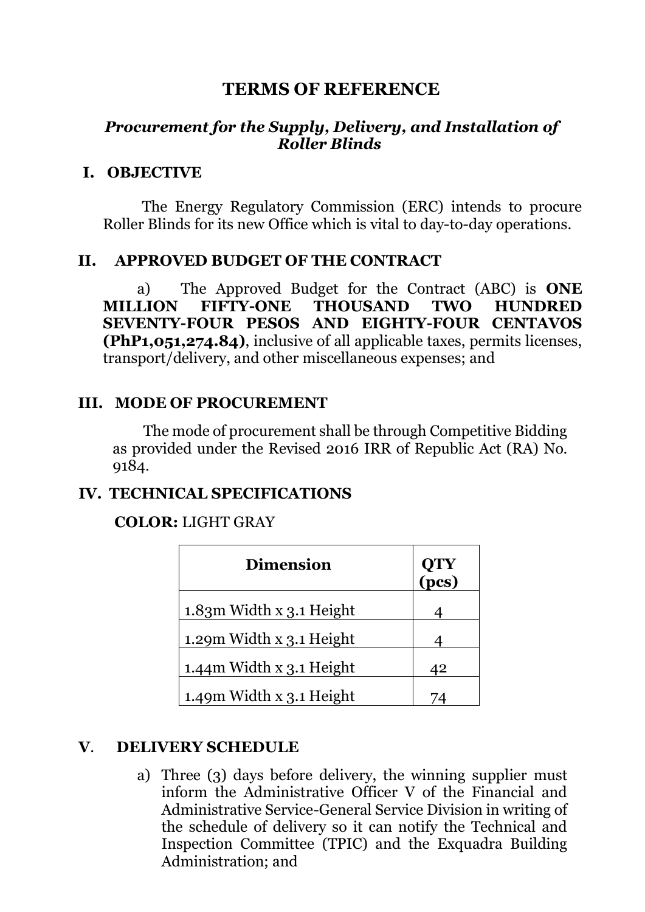# TERMS OF REFERENCE

### *Procurement for the Supply, Delivery, and Installation of Roller Blinds*

## I. OBJECTIVE

The Energy Regulatory Commission (ERC) intends to procure Roller Blinds for its new Office which is vital to day-to-day operations.

## II. APPROVED BUDGET OF THE CONTRACT

a) The Approved Budget for the Contract (ABC) is **ONE MILLION FIFTY-ONE THOUSAND TWO HUNDRED SEVENTY-FOUR PESOS AND EIGHTY-FOUR CENTAVOS (PhP1,051,274.84)**, inclusive of all applicable taxes, permits licenses, transport/delivery, and other miscellaneous expenses; and

## III. MODE OF PROCUREMENT

The mode of procurement shall be through Competitive Bidding as provided under the Revised 2016 IRR of Republic Act (RA) No. 9184.

## IV. TECHNICAL SPECIFICATIONS

**COLOR:** LIGHT GRAY

| Dimension | QTY (pcs) |
|---|---|
| 1.83m Width x 3.1 Height | 4 |
| 1.29m Width x 3.1 Height | 4 |
| 1.44m Width x 3.1 Height | 42 |
| 1.49m Width x 3.1 Height | 74 |

## V. DELIVERY SCHEDULE

a) Three (3) days before delivery, the winning supplier must inform the Administrative Officer V of the Financial and Administrative Service-General Service Division in writing of the schedule of delivery so it can notify the Technical and Inspection Committee (TPIC) and the Exquadra Building Administration; and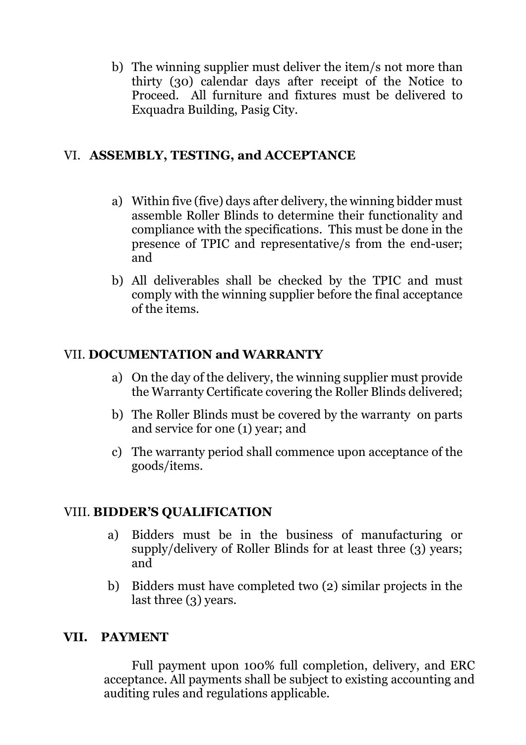b) The winning supplier must deliver the item/s not more than thirty (30) calendar days after receipt of the Notice to Proceed. All furniture and fixtures must be delivered to Exquadra Building, Pasig City.

## VI. **ASSEMBLY, TESTING, and ACCEPTANCE**

a) Within five (five) days after delivery, the winning bidder must assemble Roller Blinds to determine their functionality and compliance with the specifications. This must be done in the presence of TPIC and representative/s from the end-user; and

b) All deliverables shall be checked by the TPIC and must comply with the winning supplier before the final acceptance of the items.

## VII. **DOCUMENTATION and WARRANTY**

a) On the day of the delivery, the winning supplier must provide the Warranty Certificate covering the Roller Blinds delivered;

b) The Roller Blinds must be covered by the warranty on parts and service for one (1) year; and

c) The warranty period shall commence upon acceptance of the goods/items.

## VIII. **BIDDER'S QUALIFICATION**

a) Bidders must be in the business of manufacturing or supply/delivery of Roller Blinds for at least three (3) years; and

b) Bidders must have completed two (2) similar projects in the last three (3) years.

## **VII. PAYMENT**

Full payment upon 100% full completion, delivery, and ERC acceptance. All payments shall be subject to existing accounting and auditing rules and regulations applicable.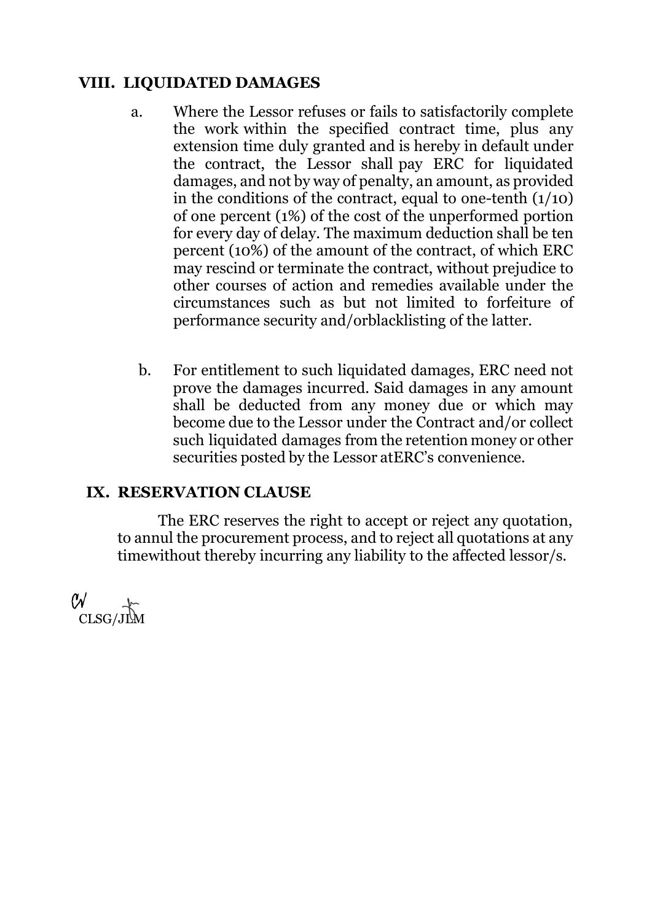## VIII. LIQUIDATED DAMAGES

a. Where the Lessor refuses or fails to satisfactorily complete the work within the specified contract time, plus any extension time duly granted and is hereby in default under the contract, the Lessor shall pay ERC for liquidated damages, and not by way of penalty, an amount, as provided in the conditions of the contract, equal to one-tenth (1/10) of one percent (1%) of the cost of the unperformed portion for every day of delay. The maximum deduction shall be ten percent (10%) of the amount of the contract, of which ERC may rescind or terminate the contract, without prejudice to other courses of action and remedies available under the circumstances such as but not limited to forfeiture of performance security and/orblacklisting of the latter.

b. For entitlement to such liquidated damages, ERC need not prove the damages incurred. Said damages in any amount shall be deducted from any money due or which may become due to the Lessor under the Contract and/or collect such liquidated damages from the retention money or other securities posted by the Lessor atERC's convenience.

## IX. RESERVATION CLAUSE

The ERC reserves the right to accept or reject any quotation, to annul the procurement process, and to reject all quotations at any timewithout thereby incurring any liability to the affected lessor/s.

CLSG/JLM